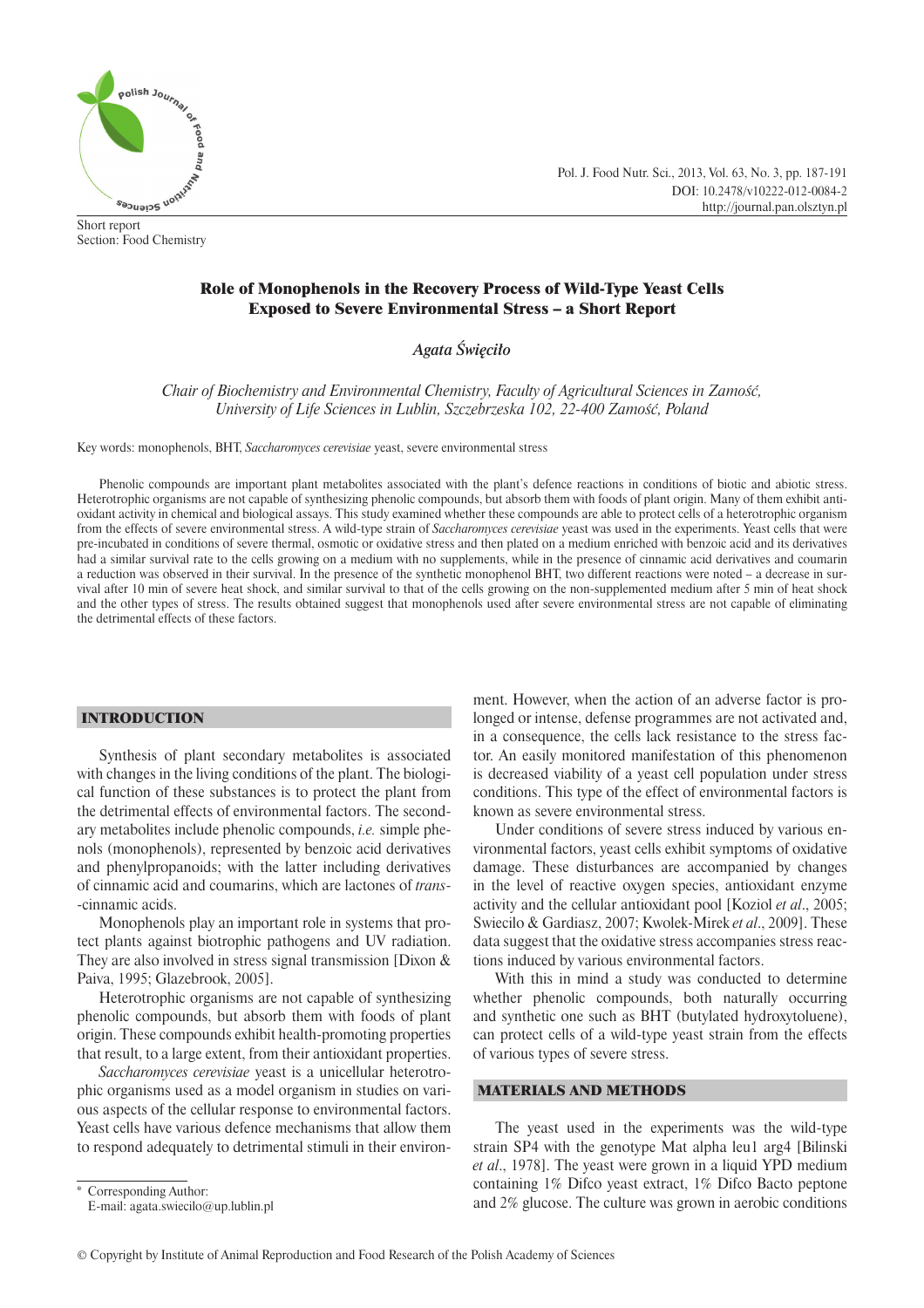Short report
Section: Food Chemistry

# Role of Monophenols in the Recovery Process of Wild-Type Yeast Cells Exposed to Severe Environmental Stress – a Short Report

*Agata Święciło*

*Chair of Biochemistry and Environmental Chemistry, Faculty of Agricultural Sciences in Zamość, University of Life Sciences in Lublin, Szczebrzeska 102, 22-400 Zamość, Poland*

Key words: monophenols, BHT, *Saccharomyces cerevisiae* yeast, severe environmental stress

Phenolic compounds are important plant metabolites associated with the plant's defence reactions in conditions of biotic and abiotic stress. Heterotrophic organisms are not capable of synthesizing phenolic compounds, but absorb them with foods of plant origin. Many of them exhibit antioxidant activity in chemical and biological assays. This study examined whether these compounds are able to protect cells of a heterotrophic organism from the effects of severe environmental stress. A wild-type strain of *Saccharomyces cerevisiae* yeast was used in the experiments. Yeast cells that were pre-incubated in conditions of severe thermal, osmotic or oxidative stress and then plated on a medium enriched with benzoic acid and its derivatives had a similar survival rate to the cells growing on a medium with no supplements, while in the presence of cinnamic acid derivatives and coumarin a reduction was observed in their survival. In the presence of the synthetic monophenol BHT, two different reactions were noted – a decrease in survival after 10 min of severe heat shock, and similar survival to that of the cells growing on the non-supplemented medium after 5 min of heat shock and the other types of stress. The results obtained suggest that monophenols used after severe environmental stress are not capable of eliminating the detrimental effects of these factors.

## INTRODUCTION

Synthesis of plant secondary metabolites is associated with changes in the living conditions of the plant. The biological function of these substances is to protect the plant from the detrimental effects of environmental factors. The secondary metabolites include phenolic compounds, *i.e.* simple phenols (monophenols), represented by benzoic acid derivatives and phenylpropanoids; with the latter including derivatives of cinnamic acid and coumarins, which are lactones of *trans*-cinnamic acids.

Monophenols play an important role in systems that protect plants against biotrophic pathogens and UV radiation. They are also involved in stress signal transmission [Dixon & Paiva, 1995; Glazebrook, 2005].

Heterotrophic organisms are not capable of synthesizing phenolic compounds, but absorb them with foods of plant origin. These compounds exhibit health-promoting properties that result, to a large extent, from their antioxidant properties.

*Saccharomyces cerevisiae* yeast is a unicellular heterotrophic organisms used as a model organism in studies on various aspects of the cellular response to environmental factors. Yeast cells have various defence mechanisms that allow them to respond adequately to detrimental stimuli in their environment. However, when the action of an adverse factor is prolonged or intense, defense programmes are not activated and, in a consequence, the cells lack resistance to the stress factor. An easily monitored manifestation of this phenomenon is decreased viability of a yeast cell population under stress conditions. This type of the effect of environmental factors is known as severe environmental stress.

Under conditions of severe stress induced by various environmental factors, yeast cells exhibit symptoms of oxidative damage. These disturbances are accompanied by changes in the level of reactive oxygen species, antioxidant enzyme activity and the cellular antioxidant pool [Koziol *et al*., 2005; Swiecilo & Gardiasz, 2007; Kwolek-Mirek *et al*., 2009]. These data suggest that the oxidative stress accompanies stress reactions induced by various environmental factors.

With this in mind a study was conducted to determine whether phenolic compounds, both naturally occurring and synthetic one such as BHT (butylated hydroxytoluene), can protect cells of a wild-type yeast strain from the effects of various types of severe stress.

## MATERIALS AND METHODS

The yeast used in the experiments was the wild-type strain SP4 with the genotype Mat alpha leu1 arg4 [Bilinski *et al*., 1978]. The yeast were grown in a liquid YPD medium containing 1% Difco yeast extract, 1% Difco Bacto peptone and 2% glucose. The culture was grown in aerobic conditions

* Corresponding Author:
E-mail: agata.swiecilo@up.lublin.pl

© Copyright by Institute of Animal Reproduction and Food Research of the Polish Academy of Sciences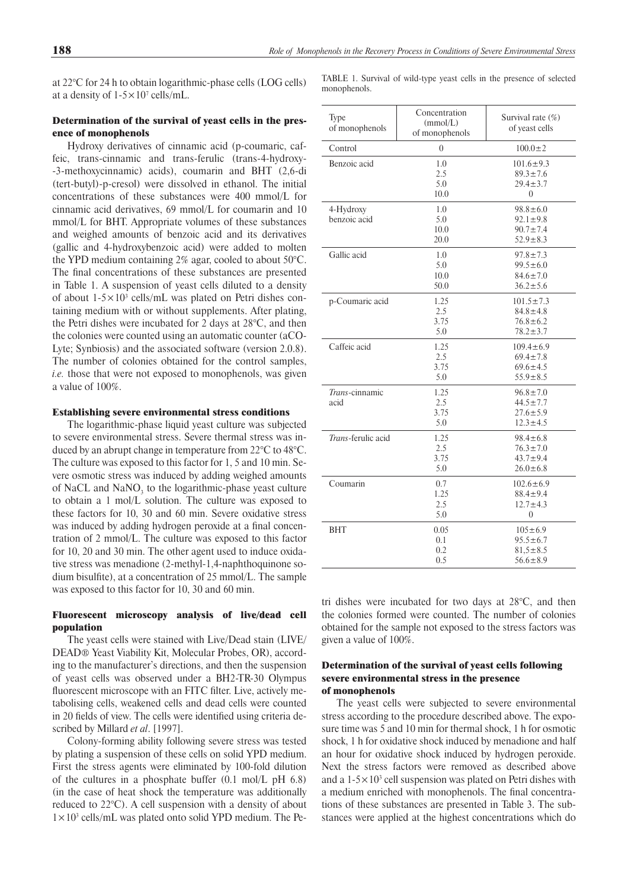at 22°C for 24 h to obtain logarithmic-phase cells (LOG cells) at a density of $1\text{-}5\times10^7$ cells/mL.

### Determination of the survival of yeast cells in the presence of monophenols

Hydroxy derivatives of cinnamic acid (p-coumaric, caffeic, trans-cinnamic and trans-ferulic (trans-4-hydroxy-3-methoxycinnamic) acids), coumarin and BHT (2,6-di (tert-butyl)-p-cresol) were dissolved in ethanol. The initial concentrations of these substances were 400 mmol/L for cinnamic acid derivatives, 69 mmol/L for coumarin and 10 mmol/L for BHT. Appropriate volumes of these substances and weighed amounts of benzoic acid and its derivatives (gallic and 4-hydroxybenzoic acid) were added to molten the YPD medium containing 2% agar, cooled to about 50°C. The final concentrations of these substances are presented in Table 1. A suspension of yeast cells diluted to a density of about $1\text{-}5\times10^3$ cells/mL was plated on Petri dishes containing medium with or without supplements. After plating, the Petri dishes were incubated for 2 days at 28°C, and then the colonies were counted using an automatic counter (aCO-Lyte; Synbiosis) and the associated software (version 2.0.8). The number of colonies obtained for the control samples, *i.e.* those that were not exposed to monophenols, was given a value of 100%.

### Establishing severe environmental stress conditions

The logarithmic-phase liquid yeast culture was subjected to severe environmental stress. Severe thermal stress was induced by an abrupt change in temperature from 22°C to 48°C. The culture was exposed to this factor for 1, 5 and 10 min. Severe osmotic stress was induced by adding weighed amounts of NACL and $NaNO_3$ to the logarithmic-phase yeast culture to obtain a 1 mol/L solution. The culture was exposed to these factors for 10, 30 and 60 min. Severe oxidative stress was induced by adding hydrogen peroxide at a final concentration of 2 mmol/L. The culture was exposed to this factor for 10, 20 and 30 min. The other agent used to induce oxidative stress was menadione (2-methyl-1,4-naphthoquinone sodium bisulfite), at a concentration of 25 mmol/L. The sample was exposed to this factor for 10, 30 and 60 min.

### Fluorescent microscopy analysis of live/dead cell population

The yeast cells were stained with Live/Dead stain (LIVE/DEAD® Yeast Viability Kit, Molecular Probes, OR), according to the manufacturer's directions, and then the suspension of yeast cells was observed under a BH2-TR-30 Olympus fluorescent microscope with an FITC filter. Live, actively metabolising cells, weakened cells and dead cells were counted in 20 fields of view. The cells were identified using criteria described by Millard *et al*. [1997].

Colony-forming ability following severe stress was tested by plating a suspension of these cells on solid YPD medium. First the stress agents were eliminated by 100-fold dilution of the cultures in a phosphate buffer (0.1 mol/L pH 6.8) (in the case of heat shock the temperature was additionally reduced to 22°C). A cell suspension with a density of about $1\times10^3$ cells/mL was plated onto solid YPD medium. The Petri dishes were incubated for two days at 28°C, and then the colonies formed were counted. The number of colonies obtained for the sample not exposed to the stress factors was given a value of 100%.

TABLE 1. Survival of wild-type yeast cells in the presence of selected monophenols.

| Type of monophenols | Concentration (mmol/L) of monophenols | Survival rate (%) of yeast cells |
|---|---|---|
| Control | 0 | 100.0±2 |
| Benzoic acid | 1.0 | 101.6±9.3 |
| | 2.5 | 89.3±7.6 |
| | 5.0 | 29.4±3.7 |
| | 10.0 | 0 |
| 4-Hydroxy benzoic acid | 1.0 | 98.8±6.0 |
| | 5.0 | 92.1±9.8 |
| | 10.0 | 90.7±7.4 |
| | 20.0 | 52.9±8.3 |
| Gallic acid | 1.0 | 97.8±7.3 |
| | 5.0 | 99.5±6.0 |
| | 10.0 | 84.6±7.0 |
| | 50.0 | 36.2±5.6 |
| p-Coumaric acid | 1.25 | 101.5±7.3 |
| | 2.5 | 84.8±4.8 |
| | 3.75 | 76.8±6.2 |
| | 5.0 | 78.2±3.7 |
| Caffeic acid | 1.25 | 109.4±6.9 |
| | 2.5 | 69.4±7.8 |
| | 3.75 | 69.6±4.5 |
| | 5.0 | 55.9±8.5 |
| *Trans*-cinnamic acid | 1.25 | 96.8±7.0 |
| | 2.5 | 44.5±7.7 |
| | 3.75 | 27.6±5.9 |
| | 5.0 | 12.3±4.5 |
| *Trans*-ferulic acid | 1.25 | 98.4±6.8 |
| | 2.5 | 76.3±7.0 |
| | 3.75 | 43.7±9.4 |
| | 5.0 | 26.0±6.8 |
| Coumarin | 0.7 | 102.6±6.9 |
| | 1.25 | 88.4±9.4 |
| | 2.5 | 12.7±4.3 |
| | 5.0 | 0 |
| BHT | 0.05 | 105±6.9 |
| | 0.1 | 95.5±6.7 |
| | 0.2 | 81,5±8.5 |
| | 0.5 | 56.6±8.9 |

### Determination of the survival of yeast cells following severe environmental stress in the presence of monophenols

The yeast cells were subjected to severe environmental stress according to the procedure described above. The exposure time was 5 and 10 min for thermal shock, 1 h for osmotic shock, 1 h for oxidative shock induced by menadione and half an hour for oxidative shock induced by hydrogen peroxide. Next the stress factors were removed as described above and a $1\text{-}5\times10^3$ cell suspension was plated on Petri dishes with a medium enriched with monophenols. The final concentrations of these substances are presented in Table 3. The substances were applied at the highest concentrations which do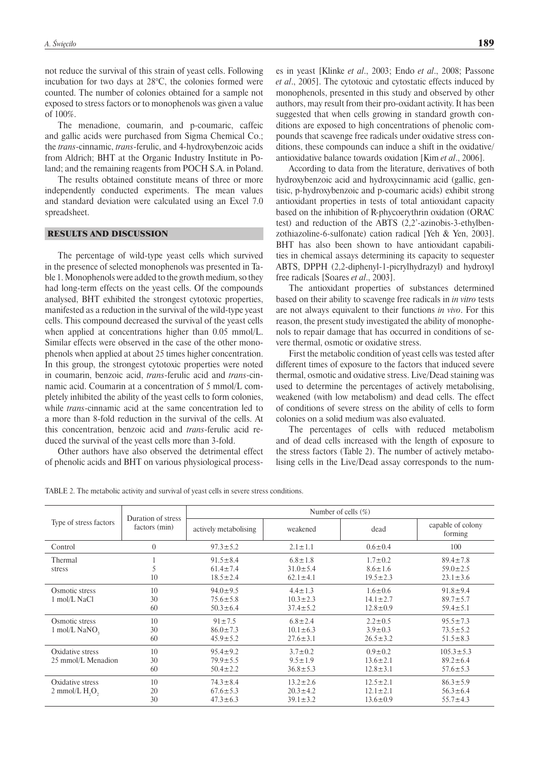not reduce the survival of this strain of yeast cells. Following incubation for two days at 28°C, the colonies formed were counted. The number of colonies obtained for a sample not exposed to stress factors or to monophenols was given a value of 100%.

The menadione, coumarin, and p-coumaric, caffeic and gallic acids were purchased from Sigma Chemical Co.; the *trans*-cinnamic, *trans*-ferulic, and 4-hydroxybenzoic acids from Aldrich; BHT at the Organic Industry Institute in Poland; and the remaining reagents from POCH S.A. in Poland.

The results obtained constitute means of three or more independently conducted experiments. The mean values and standard deviation were calculated using an Excel 7.0 spreadsheet.

## RESULTS AND DISCUSSION

The percentage of wild-type yeast cells which survived in the presence of selected monophenols was presented in Table 1. Monophenols were added to the growth medium, so they had long-term effects on the yeast cells. Of the compounds analysed, BHT exhibited the strongest cytotoxic properties, manifested as a reduction in the survival of the wild-type yeast cells. This compound decreased the survival of the yeast cells when applied at concentrations higher than 0.05 mmol/L. Similar effects were observed in the case of the other monophenols when applied at about 25 times higher concentration. In this group, the strongest cytotoxic properties were noted in coumarin, benzoic acid, *trans*-ferulic acid and *trans*-cinnamic acid. Coumarin at a concentration of 5 mmol/L completely inhibited the ability of the yeast cells to form colonies, while *trans*-cinnamic acid at the same concentration led to a more than 8-fold reduction in the survival of the cells. At this concentration, benzoic acid and *trans*-ferulic acid reduced the survival of the yeast cells more than 3-fold.

Other authors have also observed the detrimental effect of phenolic acids and BHT on various physiological processes in yeast [Klinke *et al*., 2003; Endo *et al*., 2008; Passone *et al*., 2005]. The cytotoxic and cytostatic effects induced by monophenols, presented in this study and observed by other authors, may result from their pro-oxidant activity. It has been suggested that when cells growing in standard growth conditions are exposed to high concentrations of phenolic compounds that scavenge free radicals under oxidative stress conditions, these compounds can induce a shift in the oxidative/antioxidative balance towards oxidation [Kim *et al*., 2006].

According to data from the literature, derivatives of both hydroxybenzoic acid and hydroxycinnamic acid (gallic, gentisic, p-hydroxybenzoic and p-coumaric acids) exhibit strong antioxidant properties in tests of total antioxidant capacity based on the inhibition of R-phycoerythrin oxidation (ORAC test) and reduction of the ABTS (2,2'-azinobis-3-ethylbenzothiazoline-6-sulfonate) cation radical [Yeh & Yen, 2003]. BHT has also been shown to have antioxidant capabilities in chemical assays determining its capacity to sequester ABTS, DPPH (2,2-diphenyl-1-picrylhydrazyl) and hydroxyl free radicals [Soares *et al*., 2003].

The antioxidant properties of substances determined based on their ability to scavenge free radicals in *in vitro* tests are not always equivalent to their functions *in vivo*. For this reason, the present study investigated the ability of monophenols to repair damage that has occurred in conditions of severe thermal, osmotic or oxidative stress.

First the metabolic condition of yeast cells was tested after different times of exposure to the factors that induced severe thermal, osmotic and oxidative stress. Live/Dead staining was used to determine the percentages of actively metabolising, weakened (with low metabolism) and dead cells. The effect of conditions of severe stress on the ability of cells to form colonies on a solid medium was also evaluated.

The percentages of cells with reduced metabolism and of dead cells increased with the length of exposure to the stress factors (Table 2). The number of actively metabolising cells in the Live/Dead assay corresponds to the num-

TABLE 2. The metabolic activity and survival of yeast cells in severe stress conditions.

| Type of stress factors | Duration of stress factors (min) | Number of cells (%) | | | |
|---|---|---|---|---|---|
| | | actively metabolising | weakened | dead | capable of colony forming |
| Control | 0 | 97.3±5.2 | 2.1±1.1 | 0.6±0.4 | 100 |
| Thermal stress | 1 | 91.5±8.4 | 6.8±1.8 | 1.7±0.2 | 89.4±7.8 |
| | 5 | 61.4±7.4 | 31.0±5.4 | 8.6±1.6 | 59.0±2.5 |
| | 10 | 18.5±2.4 | 62.1±4.1 | 19.5±2.3 | 23.1±3.6 |
| Osmotic stress 1 mol/L NaCl | 10 | 94.0±9.5 | 4.4±1.3 | 1.6±0.6 | 91.8±9.4 |
| | 30 | 75.6±5.8 | 10.3±2.3 | 14.1±2.7 | 89.7±5.7 |
| | 60 | 50.3±6.4 | 37.4±5.2 | 12.8±0.9 | 59.4±5.1 |
| Osmotic stress 1 mol/L $NaNO_3$ | 10 | 91±7.5 | 6.8±2.4 | 2.2±0.5 | 95.5±7.3 |
| | 30 | 86.0±7.3 | 10.1±6.3 | 3.9±0.3 | 73.5±5.2 |
| | 60 | 45.9±5.2 | 27.6±3.1 | 26.5±3.2 | 51.5±8.3 |
| Oxidative stress 25 mmol/L Menadion | 10 | 95.4±9.2 | 3.7±0.2 | 0.9±0.2 | 105.3±5.3 |
| | 30 | 79.9±5.5 | 9.5±1.9 | 13.6±2.1 | 89.2±6.4 |
| | 60 | 50.4±2.2 | 36.8±5.3 | 12.8±3.1 | 57.6±5.3 |
| Oxidative stress 2 mmol/L $H_2O_2$ | 10 | 74.3±8.4 | 13.2±2.6 | 12.5±2.1 | 86.3±5.9 |
| | 20 | 67.6±5.3 | 20.3±4.2 | 12.1±2.1 | 56.3±6.4 |
| | 30 | 47.3±6.3 | 39.1±3.2 | 13.6±0.9 | 55.7±4.3 |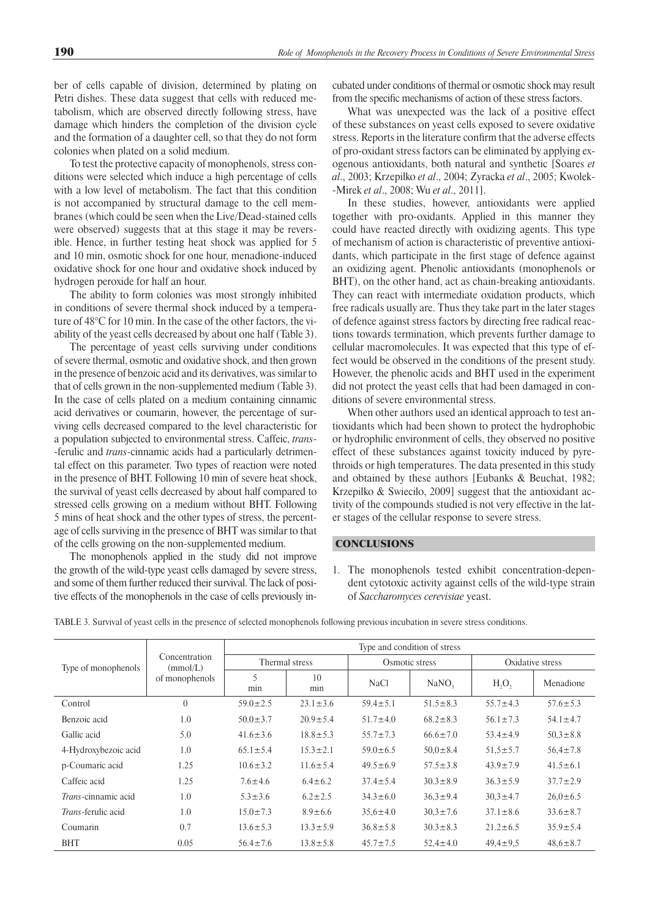ber of cells capable of division, determined by plating on Petri dishes. These data suggest that cells with reduced metabolism, which are observed directly following stress, have damage which hinders the completion of the division cycle and the formation of a daughter cell, so that they do not form colonies when plated on a solid medium.

To test the protective capacity of monophenols, stress conditions were selected which induce a high percentage of cells with a low level of metabolism. The fact that this condition is not accompanied by structural damage to the cell membranes (which could be seen when the Live/Dead-stained cells were observed) suggests that at this stage it may be reversible. Hence, in further testing heat shock was applied for 5 and 10 min, osmotic shock for one hour, menadione-induced oxidative shock for one hour and oxidative shock induced by hydrogen peroxide for half an hour.

The ability to form colonies was most strongly inhibited in conditions of severe thermal shock induced by a temperature of 48°C for 10 min. In the case of the other factors, the viability of the yeast cells decreased by about one half (Table 3).

The percentage of yeast cells surviving under conditions of severe thermal, osmotic and oxidative shock, and then grown in the presence of benzoic acid and its derivatives, was similar to that of cells grown in the non-supplemented medium (Table 3). In the case of cells plated on a medium containing cinnamic acid derivatives or coumarin, however, the percentage of surviving cells decreased compared to the level characteristic for a population subjected to environmental stress. Caffeic, *trans*-ferulic and *trans*-cinnamic acids had a particularly detrimental effect on this parameter. Two types of reaction were noted in the presence of BHT. Following 10 min of severe heat shock, the survival of yeast cells decreased by about half compared to stressed cells growing on a medium without BHT. Following 5 mins of heat shock and the other types of stress, the percentage of cells surviving in the presence of BHT was similar to that of the cells growing on the non-supplemented medium.

The monophenols applied in the study did not improve the growth of the wild-type yeast cells damaged by severe stress, and some of them further reduced their survival. The lack of positive effects of the monophenols in the case of cells previously incubated under conditions of thermal or osmotic shock may result from the specific mechanisms of action of these stress factors.

What was unexpected was the lack of a positive effect of these substances on yeast cells exposed to severe oxidative stress. Reports in the literature confirm that the adverse effects of pro-oxidant stress factors can be eliminated by applying exogenous antioxidants, both natural and synthetic [Soares *et al*., 2003; Krzepilko *et al*., 2004; Zyracka *et al*., 2005; Kwolek-Mirek *et al*., 2008; Wu *et al*., 2011].

In these studies, however, antioxidants were applied together with pro-oxidants. Applied in this manner they could have reacted directly with oxidizing agents. This type of mechanism of action is characteristic of preventive antioxidants, which participate in the first stage of defence against an oxidizing agent. Phenolic antioxidants (monophenols or BHT), on the other hand, act as chain-breaking antioxidants. They can react with intermediate oxidation products, which free radicals usually are. Thus they take part in the later stages of defence against stress factors by directing free radical reactions towards termination, which prevents further damage to cellular macromolecules. It was expected that this type of effect would be observed in the conditions of the present study. However, the phenolic acids and BHT used in the experiment did not protect the yeast cells that had been damaged in conditions of severe environmental stress.

When other authors used an identical approach to test antioxidants which had been shown to protect the hydrophobic or hydrophilic environment of cells, they observed no positive effect of these substances against toxicity induced by pyrethroids or high temperatures. The data presented in this study and obtained by these authors [Eubanks & Beuchat, 1982; Krzepilko & Swiecilo, 2009] suggest that the antioxidant activity of the compounds studied is not very effective in the later stages of the cellular response to severe stress.

## CONCLUSIONS

1. The monophenols tested exhibit concentration-dependent cytotoxic activity against cells of the wild-type strain of *Saccharomyces cerevisiae* yeast.

TABLE 3. Survival of yeast cells in the presence of selected monophenols following previous incubation in severe stress conditions.

| Type of monophenols | Concentration (mmol/L) of monophenols | Type and condition of stress | | | | | |
|---|---|---|---|---|---|---|---|
| | | Thermal stress | | Osmotic stress | | Oxidative stress | |
| | | 5 min | 10 min | NaCl | $NaNO_3$ | $H_2O_2$ | Menadione |
| Control | 0 | 59.0±2.5 | 23.1±3.6 | 59.4±5.1 | 51.5±8.3 | 55.7±4.3 | 57.6±5.3 |
| Benzoic acid | 1.0 | 50.0±3.7 | 20.9±5.4 | 51.7±4.0 | 68.2±8.3 | 56.1±7.3 | 54.1±4.7 |
| Gallic acid | 5.0 | 41.6±3.6 | 18.8±5.3 | 55.7±7.3 | 66.6±7.0 | 53.4±4.9 | 50,3±8.8 |
| 4-Hydroxybezoic acid | 1.0 | 65.1±5.4 | 15.3±2.1 | 59.0±6.5 | 50,0±8.4 | 51,5±5.7 | 56,4±7.8 |
| p-Coumaric acid | 1.25 | 10.6±3.2 | 11.6±5.4 | 49.5±6.9 | 57.5±3.8 | 43.9±7.9 | 41.5±6.1 |
| Caffeic acid | 1.25 | 7.6±4.6 | 6.4±6.2 | 37.4±5.4 | 30.3±8.9 | 36.3±5.9 | 37.7±2.9 |
| *Trans*-cinnamic acid | 1.0 | 5.3±3.6 | 6.2±2.5 | 34.3±6.0 | 36,3±9.4 | 30,3±4.7 | 26,0±6.5 |
| *Trans*-ferulic acid | 1.0 | 15.0±7.3 | 8.9±6.6 | 35,6±4.0 | 30,3±7.6 | 37.1±8.6 | 33.6±8.7 |
| Coumarin | 0.7 | 13.6±5.3 | 13.3±5.9 | 36.8±5.8 | 30.3±8.3 | 21.2±6.5 | 35.9±5.4 |
| BHT | 0.05 | 56.4±7.6 | 13.8±5.8 | 45.7±7.5 | 52,4±4.0 | 49,4±9,5 | 48,6±8.7 |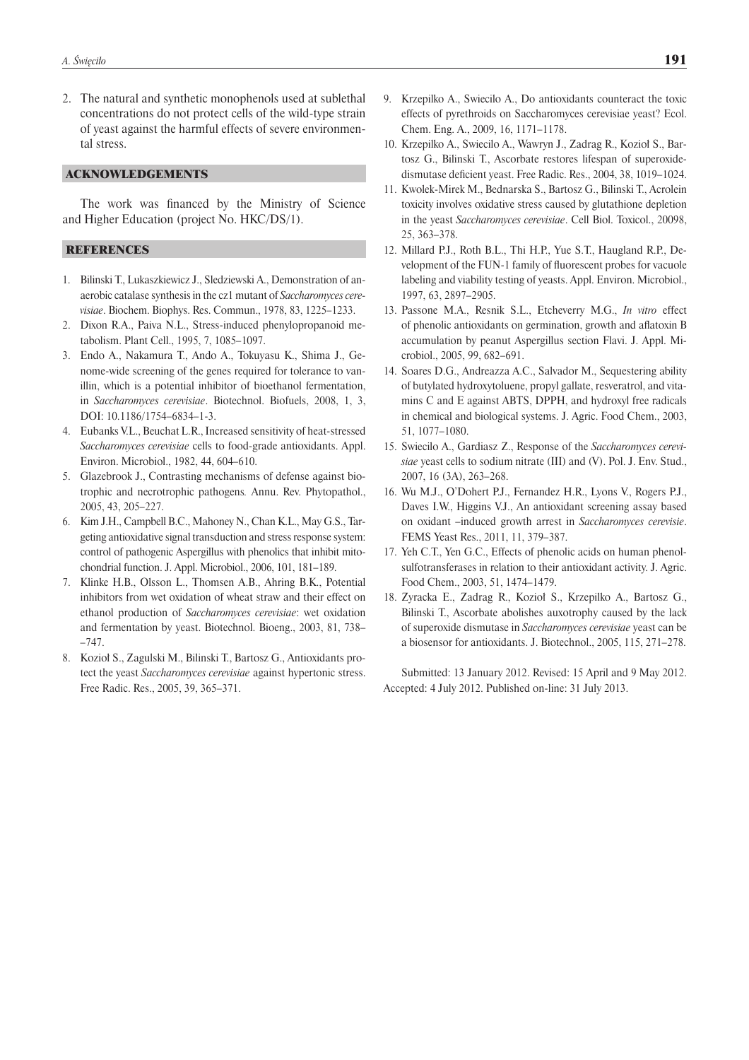2. The natural and synthetic monophenols used at sublethal concentrations do not protect cells of the wild-type strain of yeast against the harmful effects of severe environmental stress.

## ACKNOWLEDGEMENTS

The work was financed by the Ministry of Science and Higher Education (project No. HKC/DS/1).

## REFERENCES

1. Bilinski T., Lukaszkiewicz J., Sledziewski A., Demonstration of anaerobic catalase synthesis in the cz1 mutant of *Saccharomyces cerevisiae*. Biochem. Biophys. Res. Commun., 1978, 83, 1225–1233.
2. Dixon R.A., Paiva N.L., Stress-induced phenylopropanoid metabolism. Plant Cell., 1995, 7, 1085–1097.
3. Endo A., Nakamura T., Ando A., Tokuyasu K., Shima J., Genome-wide screening of the genes required for tolerance to vanillin, which is a potential inhibitor of bioethanol fermentation, in *Saccharomyces cerevisiae*. Biotechnol. Biofuels, 2008, 1, 3, DOI: 10.1186/1754–6834–1-3.
4. Eubanks V.L., Beuchat L.R., Increased sensitivity of heat-stressed *Saccharomyces cerevisiae* cells to food-grade antioxidants. Appl. Environ. Microbiol., 1982, 44, 604–610.
5. Glazebrook J., Contrasting mechanisms of defense against biotrophic and necrotrophic pathogens*.* Annu. Rev. Phytopathol., 2005, 43, 205–227.
6. Kim J.H., Campbell B.C., Mahoney N., Chan K.L., May G.S., Targeting antioxidative signal transduction and stress response system: control of pathogenic Aspergillus with phenolics that inhibit mitochondrial function. J. Appl. Microbiol., 2006, 101, 181–189.
7. Klinke H.B., Olsson L., Thomsen A.B., Ahring B.K., Potential inhibitors from wet oxidation of wheat straw and their effect on ethanol production of *Saccharomyces cerevisiae*: wet oxidation and fermentation by yeast. Biotechnol. Bioeng., 2003, 81, 738–747.
8. Koziol S., Zagulski M., Bilinski T., Bartosz G., Antioxidants protect the yeast *Saccharomyces cerevisiae* against hypertonic stress. Free Radic. Res., 2005, 39, 365–371.
9. Krzepilko A., Swiecilo A., Do antioxidants counteract the toxic effects of pyrethroids on Saccharomyces cerevisiae yeast? Ecol. Chem. Eng. A., 2009, 16, 1171–1178.
10. Krzepilko A., Swiecilo A., Wawryn J., Zadrag R., Koziol S., Bartosz G., Bilinski T., Ascorbate restores lifespan of superoxide-dismutase deficient yeast. Free Radic. Res., 2004, 38, 1019–1024.
11. Kwolek-Mirek M., Bednarska S., Bartosz G., Bilinski T., Acrolein toxicity involves oxidative stress caused by glutathione depletion in the yeast *Saccharomyces cerevisiae*. Cell Biol. Toxicol., 20098, 25, 363–378.
12. Millard P.J., Roth B.L., Thi H.P., Yue S.T., Haugland R.P., Development of the FUN-1 family of fluorescent probes for vacuole labeling and viability testing of yeasts. Appl. Environ. Microbiol., 1997, 63, 2897–2905.
13. Passone M.A., Resnik S.L., Etcheverry M.G., *In vitro* effect of phenolic antioxidants on germination, growth and aflatoxin B accumulation by peanut Aspergillus section Flavi. J. Appl. Microbiol., 2005, 99, 682–691.
14. Soares D.G., Andreazza A.C., Salvador M., Sequestering ability of butylated hydroxytoluene, propyl gallate, resveratrol, and vitamins C and E against ABTS, DPPH, and hydroxyl free radicals in chemical and biological systems. J. Agric. Food Chem., 2003, 51, 1077–1080.
15. Swiecilo A., Gardiasz Z., Response of the *Saccharomyces cerevisiae* yeast cells to sodium nitrate (III) and (V). Pol. J. Env. Stud., 2007, 16 (3A), 263–268.
16. Wu M.J., O'Dohert P.J., Fernandez H.R., Lyons V., Rogers P.J., Daves I.W., Higgins V.J., An antioxidant screening assay based on oxidant –induced growth arrest in *Saccharomyces cerevisiae*. FEMS Yeast Res., 2011, 11, 379–387.
17. Yeh C.T., Yen G.C., Effects of phenolic acids on human phenolsulfotransferases in relation to their antioxidant activity. J. Agric. Food Chem., 2003, 51, 1474–1479.
18. Zyracka E., Zadrag R., Koziol S., Krzepilko A., Bartosz G., Bilinski T., Ascorbate abolishes auxotrophy caused by the lack of superoxide dismutase in *Saccharomyces cerevisiae* yeast can be a biosensor for antioxidants. J. Biotechnol., 2005, 115, 271–278.

Submitted: 13 January 2012. Revised: 15 April and 9 May 2012. Accepted: 4 July 2012. Published on-line: 31 July 2013.